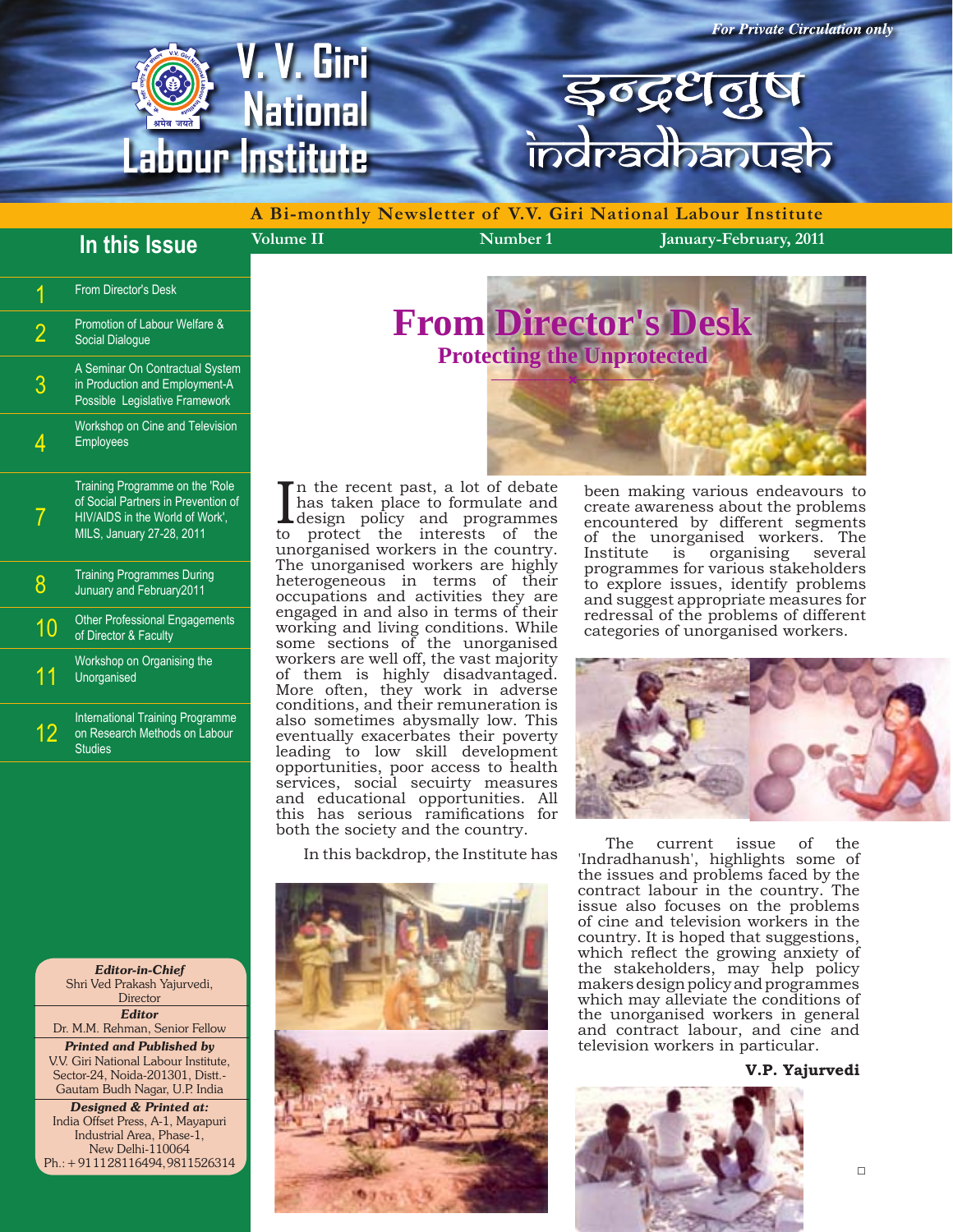# V. V. Giri National Labour Institute

*For Private Circulation only*

इन्द्रधनुष

indradhanush

**A Bi-monthly Newsletter of V.V. Giri National Labour Institute**

**Volume II** | **Number 1** | **January-February, 2011**

## In this Issue

| | |
|---|---|
| 1 | From Director's Desk |
| 2 | Promotion of Labour Welfare & Social Dialogue |
| 3 | A Seminar On Contractual System in Production and Employment-A Possible Legislative Framework |
| 4 | Workshop on Cine and Television Employees |
| 7 | Training Programme on the 'Role of Social Partners in Prevention of HIV/AIDS in the World of Work', MILS, January 27-28, 2011 |
| 8 | Training Programmes During Junuary and February2011 |
| 10 | Other Professional Engagements of Director & Faculty |
| 11 | Workshop on Organising the Unorganised |
| 12 | International Training Programme on Research Methods on Labour Studies |

***Editor-in-Chief***
Shri Ved Prakash Yajurvedi, Director

***Editor***
Dr. M.M. Rehman, Senior Fellow

***Printed and Published by***
V.V. Giri National Labour Institute, Sector-24, Noida-201301, Distt.-Gautam Budh Nagar, U.P. India

***Designed & Printed at:***
India Offset Press, A-1, Mayapuri Industrial Area, Phase-1, New Delhi-110064
Ph.: +911128116494, 9811526314

# From Director's Desk

## Protecting the Unprotected

In the recent past, a lot of debate has taken place to formulate and design policy and programmes to protect the interests of the unorganised workers in the country. The unorganised workers are highly heterogeneous in terms of their occupations and activities they are engaged in and also in terms of their working and living conditions. While some sections of the unorganised workers are well off, the vast majority of them is highly disadvantaged. More often, they work in adverse conditions, and their remuneration is also sometimes abysmally low. This eventually exacerbates their poverty leading to low skill development opportunities, poor access to health services, social secuirty measures and educational opportunities. All this has serious ramifications for both the society and the country.

In this backdrop, the Institute has been making various endeavours to create awareness about the problems encountered by different segments of the unorganised workers. The Institute is organising several programmes for various stakeholders to explore issues, identify problems and suggest appropriate measures for redressal of the problems of different categories of unorganised workers.

The current issue of the 'Indradhanush', highlights some of the issues and problems faced by the contract labour in the country. The issue also focuses on the problems of cine and television workers in the country. It is hoped that suggestions, which reflect the growing anxiety of the stakeholders, may help policy makers design policy and programmes which may alleviate the conditions of the unorganised workers in general and contract labour, and cine and television workers in particular.

**V.P. Yajurvedi**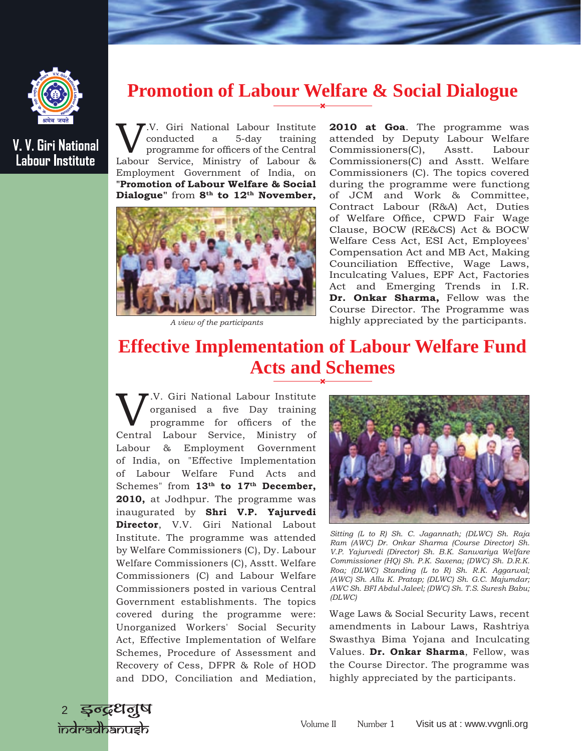## Promotion of Labour Welfare & Social Dialogue

V.V. Giri National Labour Institute conducted a 5-day training programme for officers of the Central Labour Service, Ministry of Labour & Employment Government of India, on "**Promotion of Labour Welfare & Social Dialogue**" from **8th to 12th November, 2010 at Goa**. The programme was attended by Deputy Labour Welfare Commissioners(C), Asstt. Labour Commissioners(C) and Asstt. Welfare Commissioners (C). The topics covered during the programme were functioning of JCM and Work & Committee, Contract Labour (R&A) Act, Duties of Welfare Office, CPWD Fair Wage Clause, BOCW (RE&CS) Act & BOCW Welfare Cess Act, ESI Act, Employees' Compensation Act and MB Act, Making Counciliation Effective, Wage Laws, Inculcating Values, EPF Act, Factories Act and Emerging Trends in I.R. **Dr. Onkar Sharma,** Fellow was the Course Director. The Programme was highly appreciated by the participants.

*A view of the participants*

## Effective Implementation of Labour Welfare Fund Acts and Schemes

V.V. Giri National Labour Institute organised a five Day training programme for officers of the Central Labour Service, Ministry of Labour & Employment Government of India, on "Effective Implementation of Labour Welfare Fund Acts and Schemes" from **13th to 17th December, 2010,** at Jodhpur. The programme was inaugurated by **Shri V.P. Yajurvedi Director**, V.V. Giri National Labout Institute. The programme was attended by Welfare Commissioners (C), Dy. Labour Welfare Commissioners (C), Asstt. Welfare Commissioners (C) and Labour Welfare Commissioners posted in various Central Government establishments. The topics covered during the programme were: Unorganized Workers' Social Security Act, Effective Implementation of Welfare Schemes, Procedure of Assessment and Recovery of Cess, DFPR & Role of HOD and DDO, Conciliation and Mediation, Wage Laws & Social Security Laws, recent amendments in Labour Laws, Rashtriya Swasthya Bima Yojana and Inculcating Values. **Dr. Onkar Sharma**, Fellow, was the Course Director. The programme was highly appreciated by the participants.

*Sitting (L to R) Sh. C. Jagannath; (DLWC) Sh. Raja Ram (AWC) Dr. Onkar Sharma (Course Director) Sh. V.P. Yajurvedi (Director) Sh. B.K. Sanwariya Welfare Commissioner (HQ) Sh. P.K. Saxena; (DWC) Sh. D.R.K. Roa; (DLWC) Standing (L to R) Sh. R.K. Aggarwal; (AWC) Sh. Allu K. Pratap; (DLWC) Sh. G.C. Majumdar; AWC Sh. BFI Abdul Jaleel; (DWC) Sh. T.S. Suresh Babu; (DLWC)*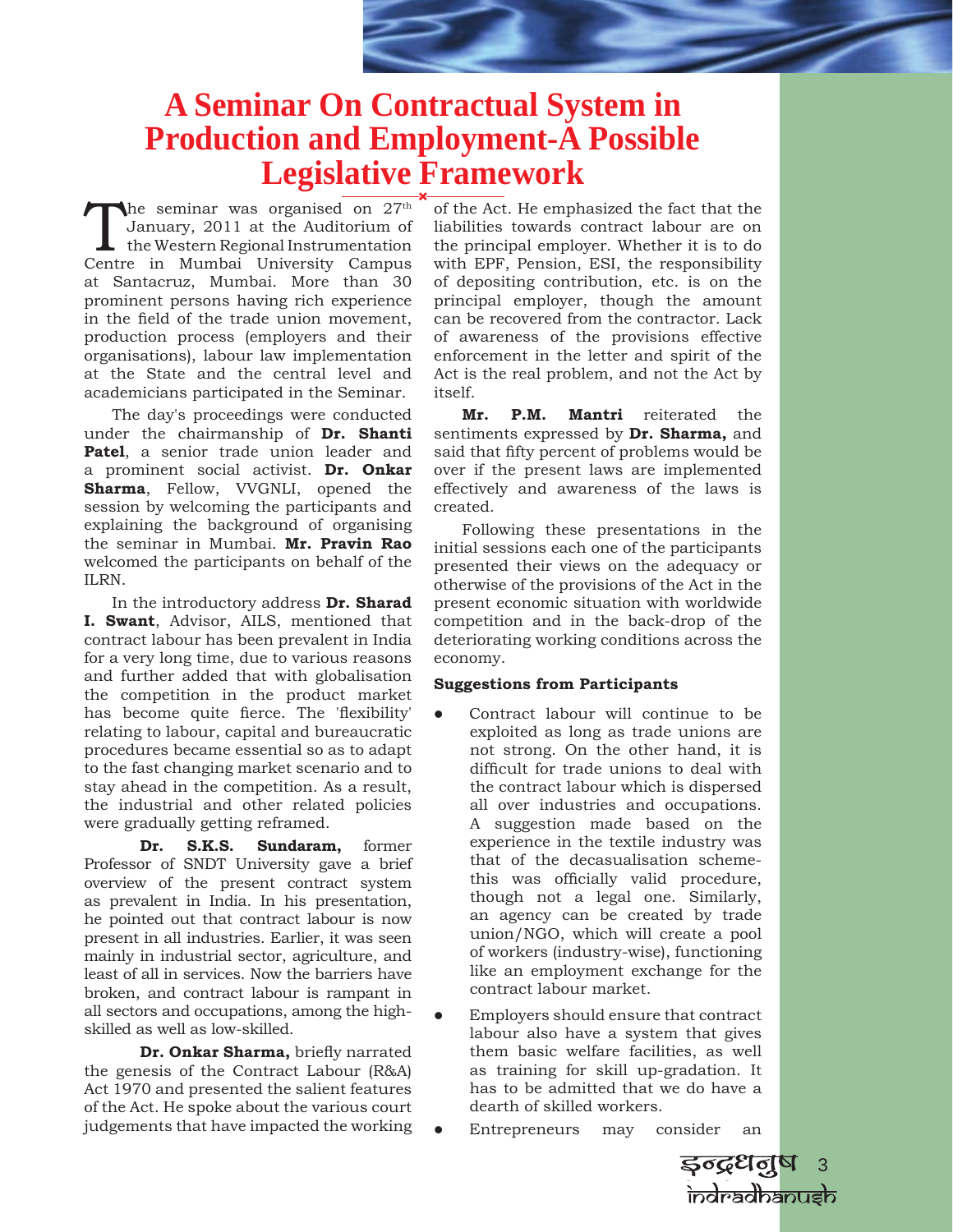# A Seminar On Contractual System in Production and Employment-A Possible Legislative Framework

The seminar was organised on 27th January, 2011 at the Auditorium of the Western Regional Instrumentation Centre in Mumbai University Campus at Santacruz, Mumbai. More than 30 prominent persons having rich experience in the field of the trade union movement, production process (employers and their organisations), labour law implementation at the State and the central level and academicians participated in the Seminar.

The day's proceedings were conducted under the chairmanship of **Dr. Shanti Patel**, a senior trade union leader and a prominent social activist. **Dr. Onkar Sharma**, Fellow, VVGNLI, opened the session by welcoming the participants and explaining the background of organising the seminar in Mumbai. **Mr. Pravin Rao** welcomed the participants on behalf of the ILRN.

In the introductory address **Dr. Sharad I. Swant**, Advisor, AILS, mentioned that contract labour has been prevalent in India for a very long time, due to various reasons and further added that with globalisation the competition in the product market has become quite fierce. The 'flexibility' relating to labour, capital and bureaucratic procedures became essential so as to adapt to the fast changing market scenario and to stay ahead in the competition. As a result, the industrial and other related policies were gradually getting reframed.

**Dr. S.K.S. Sundaram,** former Professor of SNDT University gave a brief overview of the present contract system as prevalent in India. In his presentation, he pointed out that contract labour is now present in all industries. Earlier, it was seen mainly in industrial sector, agriculture, and least of all in services. Now the barriers have broken, and contract labour is rampant in all sectors and occupations, among the high-skilled as well as low-skilled.

**Dr. Onkar Sharma,** briefly narrated the genesis of the Contract Labour (R&A) Act 1970 and presented the salient features of the Act. He spoke about the various court judgements that have impacted the working of the Act. He emphasized the fact that the liabilities towards contract labour are on the principal employer. Whether it is to do with EPF, Pension, ESI, the responsibility of depositing contribution, etc. is on the principal employer, though the amount can be recovered from the contractor. Lack of awareness of the provisions effective enforcement in the letter and spirit of the Act is the real problem, and not the Act by itself.

**Mr. P.M. Mantri** reiterated the sentiments expressed by **Dr. Sharma,** and said that fifty percent of problems would be over if the present laws are implemented effectively and awareness of the laws is created.

Following these presentations in the initial sessions each one of the participants presented their views on the adequacy or otherwise of the provisions of the Act in the present economic situation with worldwide competition and in the back-drop of the deteriorating working conditions across the economy.

**Suggestions from Participants**

- Contract labour will continue to be exploited as long as trade unions are not strong. On the other hand, it is difficult for trade unions to deal with the contract labour which is dispersed all over industries and occupations. A suggestion made based on the experience in the textile industry was that of the decasualisation scheme-this was officially valid procedure, though not a legal one. Similarly, an agency can be created by trade union/NGO, which will create a pool of workers (industry-wise), functioning like an employment exchange for the contract labour market.
- Employers should ensure that contract labour also have a system that gives them basic welfare facilities, as well as training for skill up-gradation. It has to be admitted that we do have a dearth of skilled workers.
- Entrepreneurs may consider an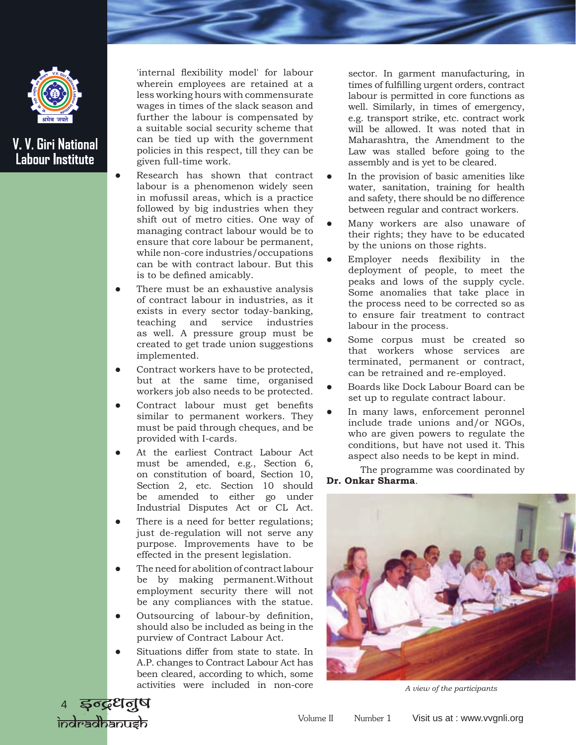'internal flexibility model' for labour wherein employees are retained at a less working hours with commensurate wages in times of the slack season and further the labour is compensated by a suitable social security scheme that can be tied up with the government policies in this respect, till they can be given full-time work.

- Research has shown that contract labour is a phenomenon widely seen in mofussil areas, which is a practice followed by big industries when they shift out of metro cities. One way of managing contract labour would be to ensure that core labour be permanent, while non-core industries/occupations can be with contract labour. But this is to be defined amicably.
- There must be an exhaustive analysis of contract labour in industries, as it exists in every sector today-banking, teaching and service industries as well. A pressure group must be created to get trade union suggestions implemented.
- Contract workers have to be protected, but at the same time, organised workers job also needs to be protected.
- Contract labour must get benefits similar to permanent workers. They must be paid through cheques, and be provided with I-cards.
- At the earliest Contract Labour Act must be amended, e.g., Section 6, on constitution of board, Section 10, Section 2, etc. Section 10 should be amended to either go under Industrial Disputes Act or CL Act.
- There is a need for better regulations; just de-regulation will not serve any purpose. Improvements have to be effected in the present legislation.
- The need for abolition of contract labour be by making permanent.Without employment security there will not be any compliances with the statue.
- Outsourcing of labour-by definition, should also be included as being in the purview of Contract Labour Act.
- Situations differ from state to state. In A.P. changes to Contract Labour Act has been cleared, according to which, some activities were included in non-core sector. In garment manufacturing, in times of fulfilling urgent orders, contract labour is permitted in core functions as well. Similarly, in times of emergency, e.g. transport strike, etc. contract work will be allowed. It was noted that in Maharashtra, the Amendment to the Law was stalled before going to the assembly and is yet to be cleared.
- In the provision of basic amenities like water, sanitation, training for health and safety, there should be no difference between regular and contract workers.
- Many workers are also unaware of their rights; they have to be educated by the unions on those rights.
- Employer needs flexibility in the deployment of people, to meet the peaks and lows of the supply cycle. Some anomalies that take place in the process need to be corrected so as to ensure fair treatment to contract labour in the process.
- Some corpus must be created so that workers whose services are terminated, permanent or contract, can be retrained and re-employed.
- Boards like Dock Labour Board can be set up to regulate contract labour.
- In many laws, enforcement peronnel include trade unions and/or NGOs, who are given powers to regulate the conditions, but have not used it. This aspect also needs to be kept in mind.

The programme was coordinated by **Dr. Onkar Sharma**.

*A view of the participants*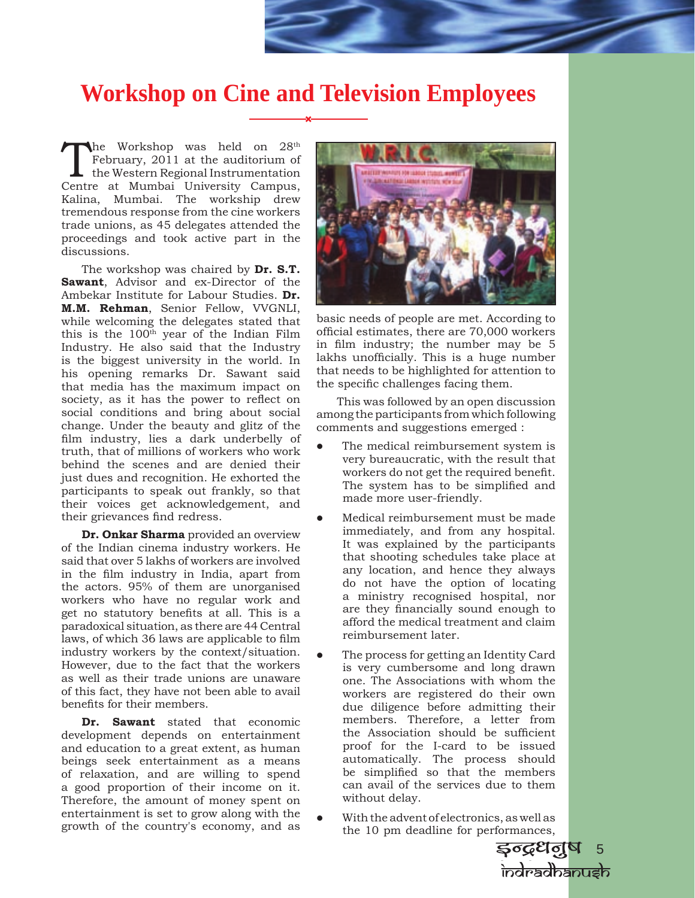# Workshop on Cine and Television Employees

The Workshop was held on 28th February, 2011 at the auditorium of the Western Regional Instrumentation Centre at Mumbai University Campus, Kalina, Mumbai. The workshop drew tremendous response from the cine workers trade unions, as 45 delegates attended the proceedings and took active part in the discussions.

The workshop was chaired by **Dr. S.T. Sawant**, Advisor and ex-Director of the Ambekar Institute for Labour Studies. **Dr. M.M. Rehman**, Senior Fellow, VVGNLI, while welcoming the delegates stated that this is the 100th year of the Indian Film Industry. He also said that the Industry is the biggest university in the world. In his opening remarks Dr. Sawant said that media has the maximum impact on society, as it has the power to reflect on social conditions and bring about social change. Under the beauty and glitz of the film industry, lies a dark underbelly of truth, that of millions of workers who work behind the scenes and are denied their just dues and recognition. He exhorted the participants to speak out frankly, so that their voices get acknowledgement, and their grievances find redress.

**Dr. Onkar Sharma** provided an overview of the Indian cinema industry workers. He said that over 5 lakhs of workers are involved in the film industry in India, apart from the actors. 95% of them are unorganised workers who have no regular work and get no statutory benefits at all. This is a paradoxical situation, as there are 44 Central laws, of which 36 laws are applicable to film industry workers by the context/situation. However, due to the fact that the workers as well as their trade unions are unaware of this fact, they have not been able to avail benefits for their members.

**Dr. Sawant** stated that economic development depends on entertainment and education to a great extent, as human beings seek entertainment as a means of relaxation, and are willing to spend a good proportion of their income on it. Therefore, the amount of money spent on entertainment is set to grow along with the growth of the country's economy, and as basic needs of people are met. According to official estimates, there are 70,000 workers in film industry; the number may be 5 lakhs unofficially. This is a huge number that needs to be highlighted for attention to the specific challenges facing them.

This was followed by an open discussion among the participants from which following comments and suggestions emerged :

- The medical reimbursement system is very bureaucratic, with the result that workers do not get the required benefit. The system has to be simplified and made more user-friendly.
- Medical reimbursement must be made immediately, and from any hospital. It was explained by the participants that shooting schedules take place at any location, and hence they always do not have the option of locating a ministry recognised hospital, nor are they financially sound enough to afford the medical treatment and claim reimbursement later.
- The process for getting an Identity Card is very cumbersome and long drawn one. The Associations with whom the workers are registered do their own due diligence before admitting their members. Therefore, a letter from the Association should be sufficient proof for the I-card to be issued automatically. The process should be simplified so that the members can avail of the services due to them without delay.
- With the advent of electronics, as well as the 10 pm deadline for performances,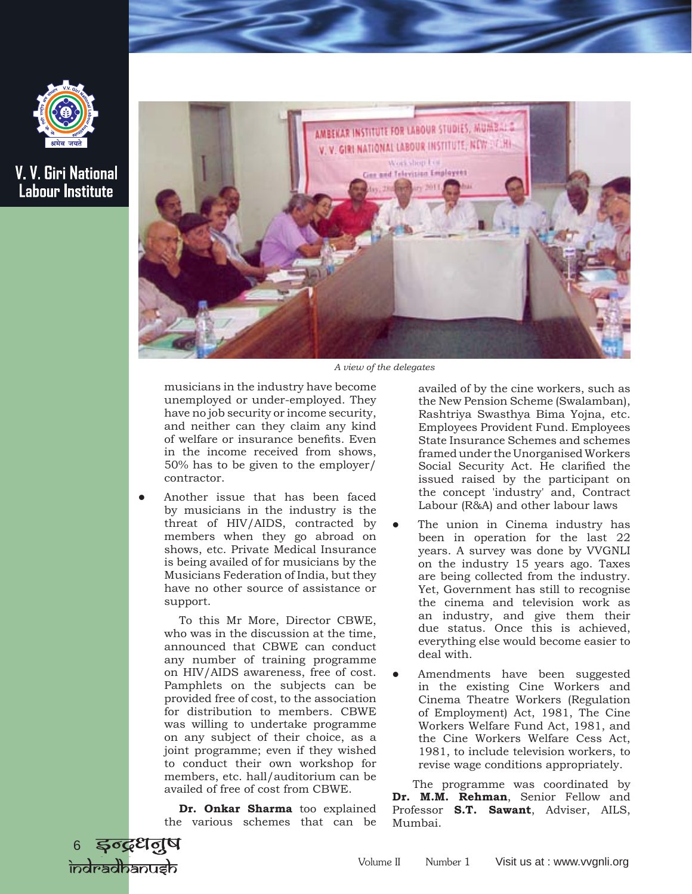A view of the delegates

musicians in the industry have become unemployed or under-employed. They have no job security or income security, and neither can they claim any kind of welfare or insurance benefits. Even in the income received from shows, 50% has to be given to the employer/ contractor.

- Another issue that has been faced by musicians in the industry is the threat of HIV/AIDS, contracted by members when they go abroad on shows, etc. Private Medical Insurance is being availed of for musicians by the Musicians Federation of India, but they have no other source of assistance or support.

To this Mr More, Director CBWE, who was in the discussion at the time, announced that CBWE can conduct any number of training programme on HIV/AIDS awareness, free of cost. Pamphlets on the subjects can be provided free of cost, to the association for distribution to members. CBWE was willing to undertake programme on any subject of their choice, as a joint programme; even if they wished to conduct their own workshop for members, etc. hall/auditorium can be availed of free of cost from CBWE.

**Dr. Onkar Sharma** too explained the various schemes that can be availed of by the cine workers, such as the New Pension Scheme (Swalamban), Rashtriya Swasthya Bima Yojna, etc. Employees Provident Fund. Employees State Insurance Schemes and schemes framed under the Unorganised Workers Social Security Act. He clarified the issued raised by the participant on the concept 'industry' and, Contract Labour (R&A) and other labour laws

- The union in Cinema industry has been in operation for the last 22 years. A survey was done by VVGNLI on the industry 15 years ago. Taxes are being collected from the industry. Yet, Government has still to recognise the cinema and television work as an industry, and give them their due status. Once this is achieved, everything else would become easier to deal with.

- Amendments have been suggested in the existing Cine Workers and Cinema Theatre Workers (Regulation of Employment) Act, 1981, The Cine Workers Welfare Fund Act, 1981, and the Cine Workers Welfare Cess Act, 1981, to include television workers, to revise wage conditions appropriately.

The programme was coordinated by **Dr. M.M. Rehman**, Senior Fellow and Professor **S.T. Sawant**, Adviser, AILS, Mumbai.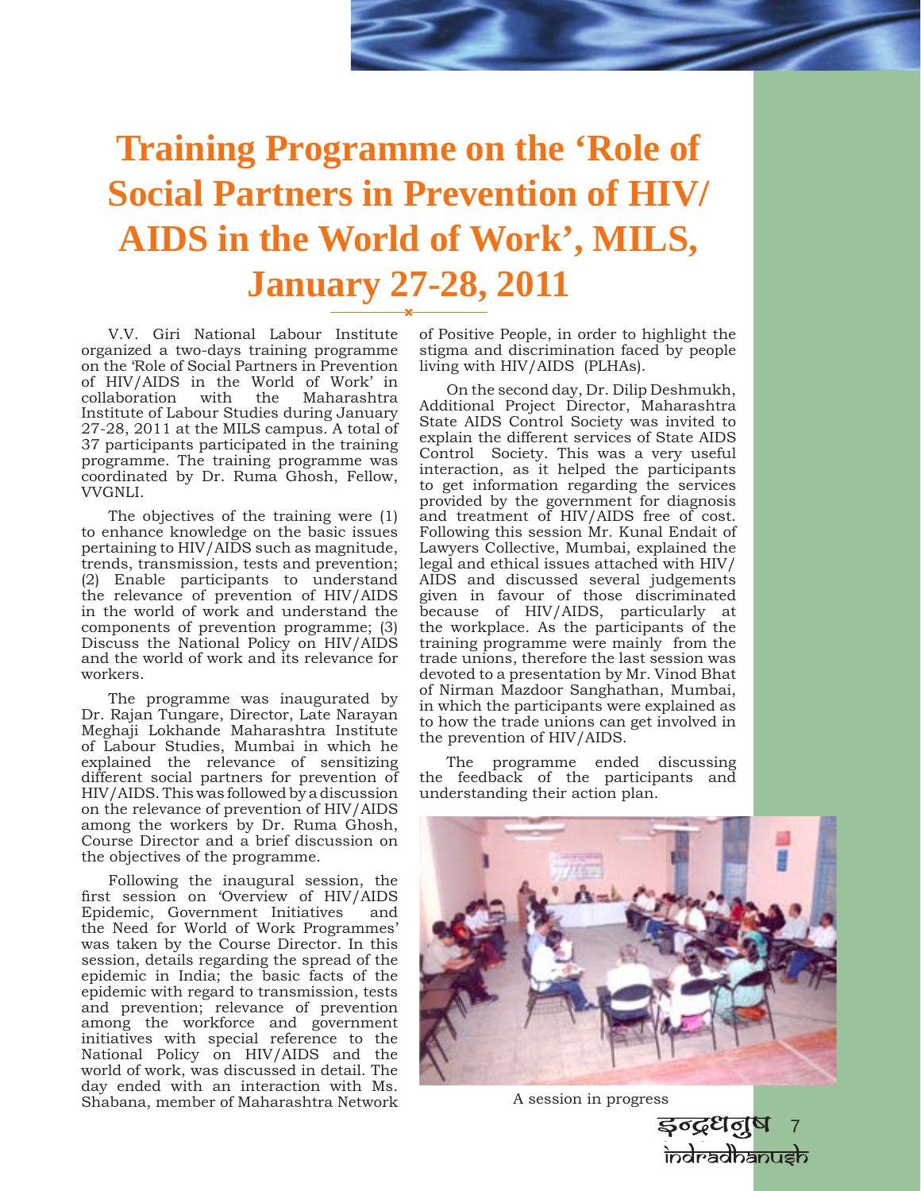# Training Programme on the 'Role of Social Partners in Prevention of HIV/AIDS in the World of Work', MILS, January 27-28, 2011

V.V. Giri National Labour Institute organized a two-days training programme on the 'Role of Social Partners in Prevention of HIV/AIDS in the World of Work' in collaboration with the Maharashtra Institute of Labour Studies during January 27-28, 2011 at the MILS campus. A total of 37 participants participated in the training programme. The training programme was coordinated by Dr. Ruma Ghosh, Fellow, VVGNLI.

The objectives of the training were (1) to enhance knowledge on the basic issues pertaining to HIV/AIDS such as magnitude, trends, transmission, tests and prevention; (2) Enable participants to understand the relevance of prevention of HIV/AIDS in the world of work and understand the components of prevention programme; (3) Discuss the National Policy on HIV/AIDS and the world of work and its relevance for workers.

The programme was inaugurated by Dr. Rajan Tungare, Director, Late Narayan Meghaji Lokhande Maharashtra Institute of Labour Studies, Mumbai in which he explained the relevance of sensitizing different social partners for prevention of HIV/AIDS. This was followed by a discussion on the relevance of prevention of HIV/AIDS among the workers by Dr. Ruma Ghosh, Course Director and a brief discussion on the objectives of the programme.

Following the inaugural session, the first session on 'Overview of HIV/AIDS Epidemic, Government Initiatives and the Need for World of Work Programmes' was taken by the Course Director. In this session, details regarding the spread of the epidemic in India; the basic facts of the epidemic with regard to transmission, tests and prevention; relevance of prevention among the workforce and government initiatives with special reference to the National Policy on HIV/AIDS and the world of work, was discussed in detail. The day ended with an interaction with Ms. Shabana, member of Maharashtra Network of Positive People, in order to highlight the stigma and discrimination faced by people living with HIV/AIDS (PLHAs).

On the second day, Dr. Dilip Deshmukh, Additional Project Director, Maharashtra State AIDS Control Society was invited to explain the different services of State AIDS Control Society. This was a very useful interaction, as it helped the participants to get information regarding the services provided by the government for diagnosis and treatment of HIV/AIDS free of cost. Following this session Mr. Kunal Endait of Lawyers Collective, Mumbai, explained the legal and ethical issues attached with HIV/AIDS and discussed several judgements given in favour of those discriminated because of HIV/AIDS, particularly at the workplace. As the participants of the training programme were mainly from the trade unions, therefore the last session was devoted to a presentation by Mr. Vinod Bhat of Nirman Mazdoor Sanghathan, Mumbai, in which the participants were explained as to how the trade unions can get involved in the prevention of HIV/AIDS.

The programme ended discussing the feedback of the participants and understanding their action plan.

A session in progress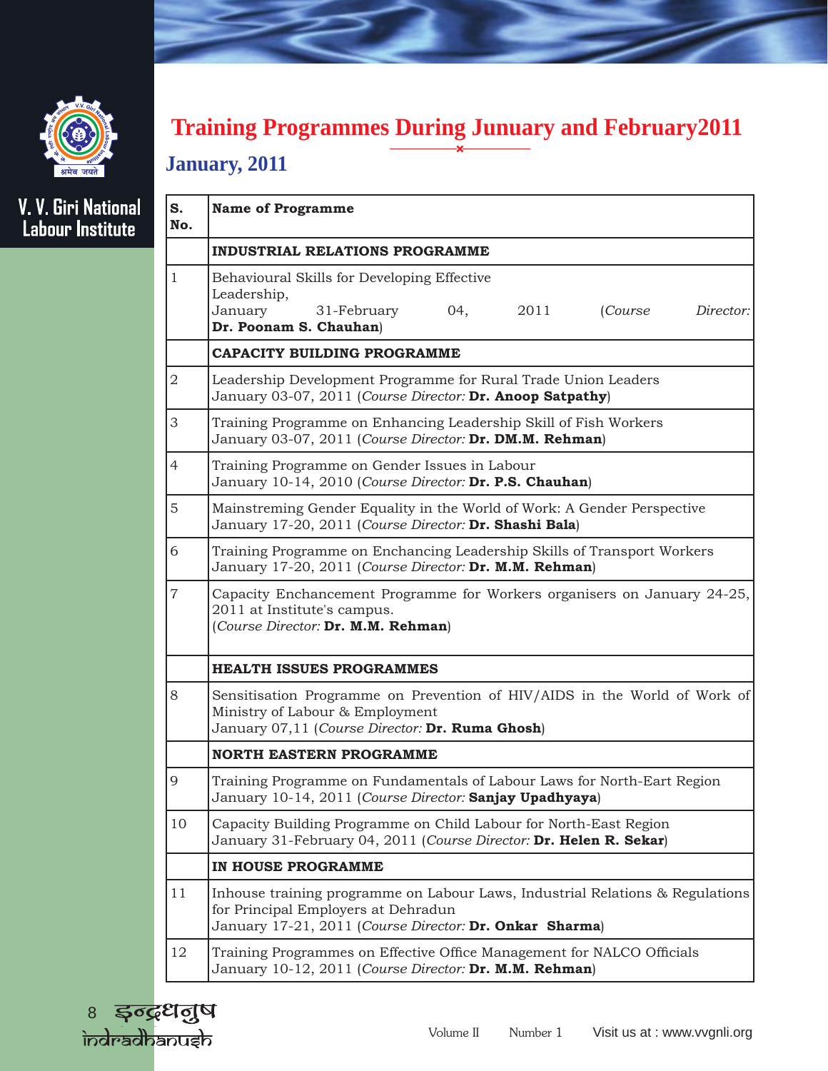## Training Programmes During Junuary and February2011

### January, 2011

| S. No. | Name of Programme |
|---|---|
| | **INDUSTRIAL RELATIONS PROGRAMME** |
| 1 | Behavioural Skills for Developing Effective Leadership, January 31-February 04, 2011 (*Course Director:* **Dr. Poonam S. Chauhan**) |
| | **CAPACITY BUILDING PROGRAMME** |
| 2 | Leadership Development Programme for Rural Trade Union Leaders January 03-07, 2011 (*Course Director:* **Dr. Anoop Satpathy**) |
| 3 | Training Programme on Enhancing Leadership Skill of Fish Workers January 03-07, 2011 (*Course Director:* **Dr. DM.M. Rehman**) |
| 4 | Training Programme on Gender Issues in Labour January 10-14, 2010 (*Course Director:* **Dr. P.S. Chauhan**) |
| 5 | Mainstreming Gender Equality in the World of Work: A Gender Perspective January 17-20, 2011 (*Course Director:* **Dr. Shashi Bala**) |
| 6 | Training Programme on Enchancing Leadership Skills of Transport Workers January 17-20, 2011 (*Course Director:* **Dr. M.M. Rehman**) |
| 7 | Capacity Enchancement Programme for Workers organisers on January 24-25, 2011 at Institute's campus. (*Course Director:* **Dr. M.M. Rehman**) |
| | **HEALTH ISSUES PROGRAMMES** |
| 8 | Sensitisation Programme on Prevention of HIV/AIDS in the World of Work of Ministry of Labour & Employment January 07,11 (*Course Director:* **Dr. Ruma Ghosh**) |
| | **NORTH EASTERN PROGRAMME** |
| 9 | Training Programme on Fundamentals of Labour Laws for North-Eart Region January 10-14, 2011 (*Course Director:* **Sanjay Upadhyaya**) |
| 10 | Capacity Building Programme on Child Labour for North-East Region January 31-February 04, 2011 (*Course Director:* **Dr. Helen R. Sekar**) |
| | **IN HOUSE PROGRAMME** |
| 11 | Inhouse training programme on Labour Laws, Industrial Relations & Regulations for Principal Employers at Dehradun January 17-21, 2011 (*Course Director:* **Dr. Onkar Sharma**) |
| 12 | Training Programmes on Effective Office Management for NALCO Officials January 10-12, 2011 (*Course Director:* **Dr. M.M. Rehman**) |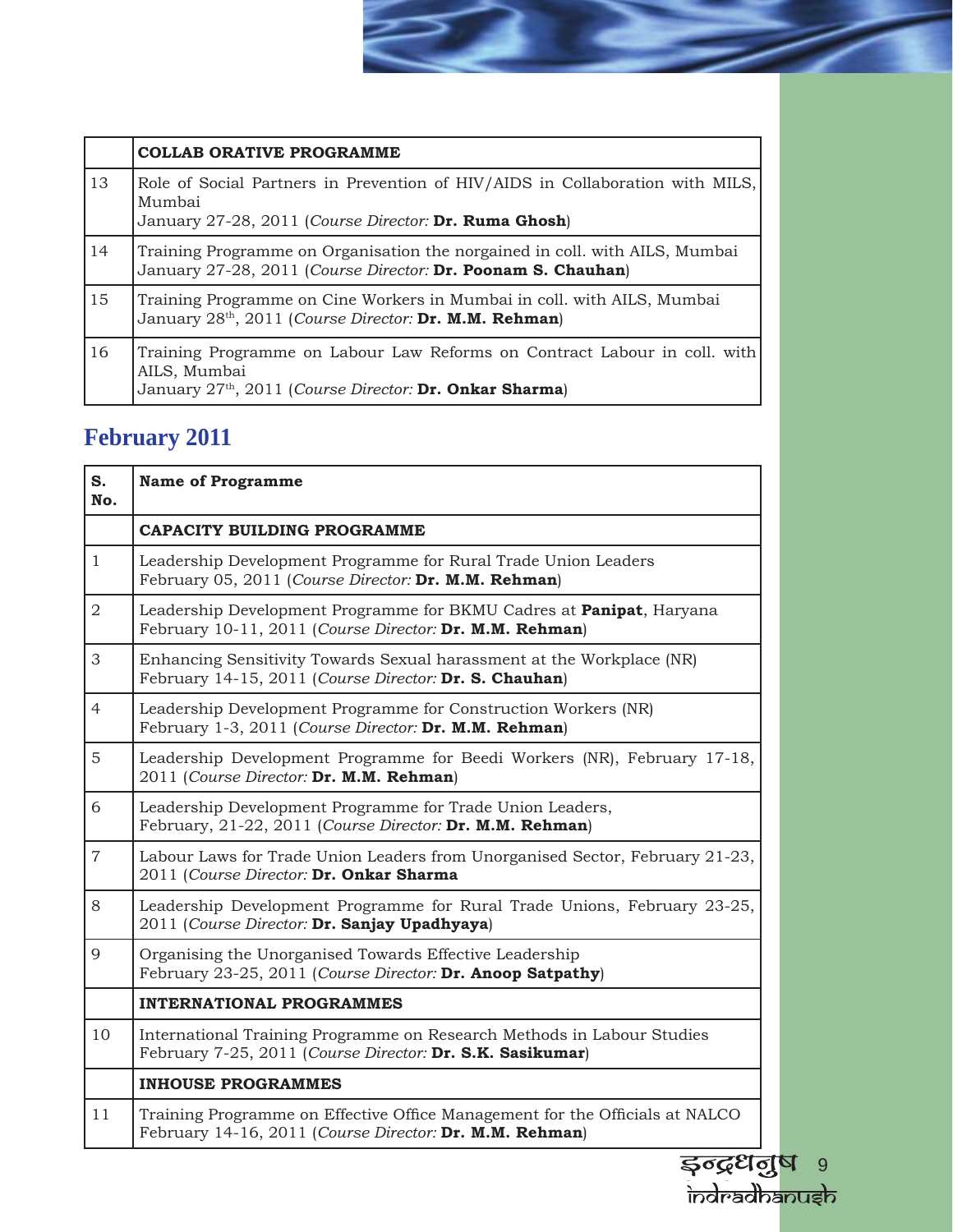| | COLLAB ORATIVE PROGRAMME |
|---|---|
| 13 | Role of Social Partners in Prevention of HIV/AIDS in Collaboration with MILS, Mumbai<br>January 27-28, 2011 (*Course Director:* **Dr. Ruma Ghosh**) |
| 14 | Training Programme on Organisation the norgained in coll. with AILS, Mumbai<br>January 27-28, 2011 (*Course Director:* **Dr. Poonam S. Chauhan**) |
| 15 | Training Programme on Cine Workers in Mumbai in coll. with AILS, Mumbai<br>January 28th, 2011 (*Course Director:* **Dr. M.M. Rehman**) |
| 16 | Training Programme on Labour Law Reforms on Contract Labour in coll. with AILS, Mumbai<br>January 27th, 2011 (*Course Director:* **Dr. Onkar Sharma**) |

## February 2011

| S. No. | Name of Programme |
|---|---|
| | **CAPACITY BUILDING PROGRAMME** |
| 1 | Leadership Development Programme for Rural Trade Union Leaders<br>February 05, 2011 (*Course Director:* **Dr. M.M. Rehman**) |
| 2 | Leadership Development Programme for BKMU Cadres at **Panipat**, Haryana<br>February 10-11, 2011 (*Course Director:* **Dr. M.M. Rehman**) |
| 3 | Enhancing Sensitivity Towards Sexual harassment at the Workplace (NR)<br>February 14-15, 2011 (*Course Director:* **Dr. S. Chauhan**) |
| 4 | Leadership Development Programme for Construction Workers (NR)<br>February 1-3, 2011 (*Course Director:* **Dr. M.M. Rehman**) |
| 5 | Leadership Development Programme for Beedi Workers (NR), February 17-18, 2011 (*Course Director:* **Dr. M.M. Rehman**) |
| 6 | Leadership Development Programme for Trade Union Leaders,<br>February, 21-22, 2011 (*Course Director:* **Dr. M.M. Rehman**) |
| 7 | Labour Laws for Trade Union Leaders from Unorganised Sector, February 21-23, 2011 (*Course Director:* **Dr. Onkar Sharma** |
| 8 | Leadership Development Programme for Rural Trade Unions, February 23-25, 2011 (*Course Director:* **Dr. Sanjay Upadhyaya**) |
| 9 | Organising the Unorganised Towards Effective Leadership<br>February 23-25, 2011 (*Course Director:* **Dr. Anoop Satpathy**) |
| | **INTERNATIONAL PROGRAMMES** |
| 10 | International Training Programme on Research Methods in Labour Studies<br>February 7-25, 2011 (*Course Director:* **Dr. S.K. Sasikumar**) |
| | **INHOUSE PROGRAMMES** |
| 11 | Training Programme on Effective Office Management for the Officials at NALCO<br>February 14-16, 2011 (*Course Director:* **Dr. M.M. Rehman**) |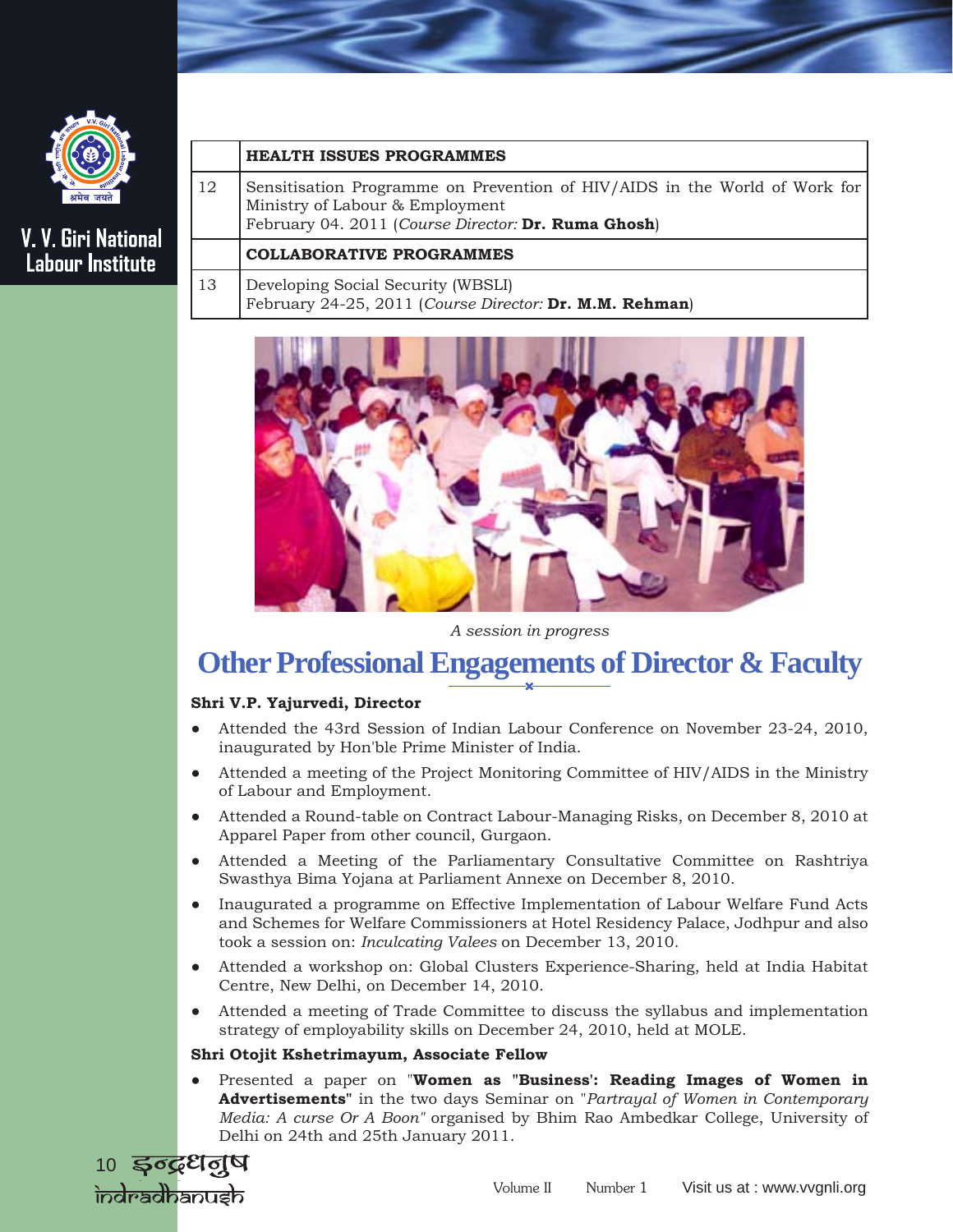| | HEALTH ISSUES PROGRAMMES |
|---|---|
| 12 | Sensitisation Programme on Prevention of HIV/AIDS in the World of Work for Ministry of Labour & Employment<br>February 04. 2011 (*Course Director:* **Dr. Ruma Ghosh**) |
| | **COLLABORATIVE PROGRAMMES** |
| 13 | Developing Social Security (WBSLI)<br>February 24-25, 2011 (*Course Director:* **Dr. M.M. Rehman**) |

*A session in progress*

## Other Professional Engagements of Director & Faculty

**Shri V.P. Yajurvedi, Director**

- Attended the 43rd Session of Indian Labour Conference on November 23-24, 2010, inaugurated by Hon'ble Prime Minister of India.
- Attended a meeting of the Project Monitoring Committee of HIV/AIDS in the Ministry of Labour and Employment.
- Attended a Round-table on Contract Labour-Managing Risks, on December 8, 2010 at Apparel Paper from other council, Gurgaon.
- Attended a Meeting of the Parliamentary Consultative Committee on Rashtriya Swasthya Bima Yojana at Parliament Annexe on December 8, 2010.
- Inaugurated a programme on Effective Implementation of Labour Welfare Fund Acts and Schemes for Welfare Commissioners at Hotel Residency Palace, Jodhpur and also took a session on: *Inculcating Valees* on December 13, 2010.
- Attended a workshop on: Global Clusters Experience-Sharing, held at India Habitat Centre, New Delhi, on December 14, 2010.
- Attended a meeting of Trade Committee to discuss the syllabus and implementation strategy of employability skills on December 24, 2010, held at MOLE.

**Shri Otojit Kshetrimayum, Associate Fellow**

- Presented a paper on "**Women as "Business': Reading Images of Women in Advertisements"** in the two days Seminar on "*Partrayal of Women in Contemporary Media: A curse Or A Boon"* organised by Bhim Rao Ambedkar College, University of Delhi on 24th and 25th January 2011.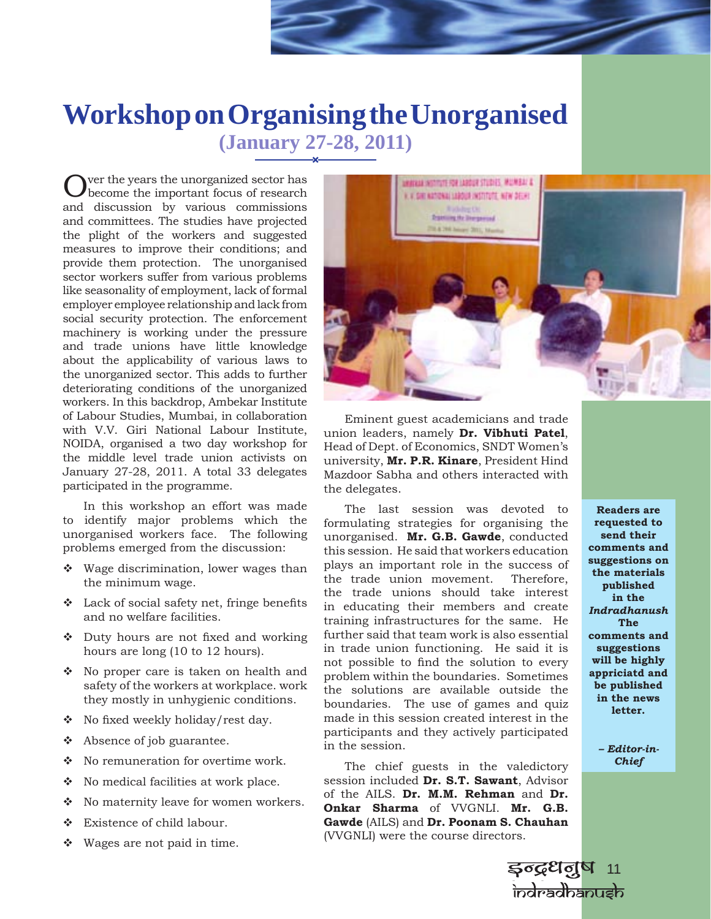# Workshop on Organising the Unorganised

**(January 27-28, 2011)**

Over the years the unorganized sector has become the important focus of research and discussion by various commissions and committees. The studies have projected the plight of the workers and suggested measures to improve their conditions; and provide them protection. The unorganised sector workers suffer from various problems like seasonality of employment, lack of formal employer employee relationship and lack from social security protection. The enforcement machinery is working under the pressure and trade unions have little knowledge about the applicability of various laws to the unorganized sector. This adds to further deteriorating conditions of the unorganized workers. In this backdrop, Ambekar Institute of Labour Studies, Mumbai, in collaboration with V.V. Giri National Labour Institute, NOIDA, organised a two day workshop for the middle level trade union activists on January 27-28, 2011. A total 33 delegates participated in the programme.

In this workshop an effort was made to identify major problems which the unorganised workers face. The following problems emerged from the discussion:

- Wage discrimination, lower wages than the minimum wage.
- Lack of social safety net, fringe benefits and no welfare facilities.
- Duty hours are not fixed and working hours are long (10 to 12 hours).
- No proper care is taken on health and safety of the workers at workplace. work they mostly in unhygienic conditions.
- No fixed weekly holiday/rest day.
- Absence of job guarantee.
- No remuneration for overtime work.
- No medical facilities at work place.
- No maternity leave for women workers.
- Existence of child labour.
- Wages are not paid in time.

Eminent guest academicians and trade union leaders, namely **Dr. Vibhuti Patel**, Head of Dept. of Economics, SNDT Women's university, **Mr. P.R. Kinare**, President Hind Mazdoor Sabha and others interacted with the delegates.

The last session was devoted to formulating strategies for organising the unorganised. **Mr. G.B. Gawde**, conducted this session. He said that workers education plays an important role in the success of the trade union movement. Therefore, the trade unions should take interest in educating their members and create training infrastructures for the same. He further said that team work is also essential in trade union functioning. He said it is not possible to find the solution to every problem within the boundaries. Sometimes the solutions are available outside the boundaries. The use of games and quiz made in this session created interest in the participants and they actively participated in the session.

The chief guests in the valedictory session included **Dr. S.T. Sawant**, Advisor of the AILS. **Dr. M.M. Rehman** and **Dr. Onkar Sharma** of VVGNLI. **Mr. G.B. Gawde** (AILS) and **Dr. Poonam S. Chauhan** (VVGNLI) were the course directors.

**Readers are requested to send their comments and suggestions on the materials published in the *Indradhanush* The comments and suggestions will be highly appriciatd and be published in the news letter.**

***– Editor-in-Chief***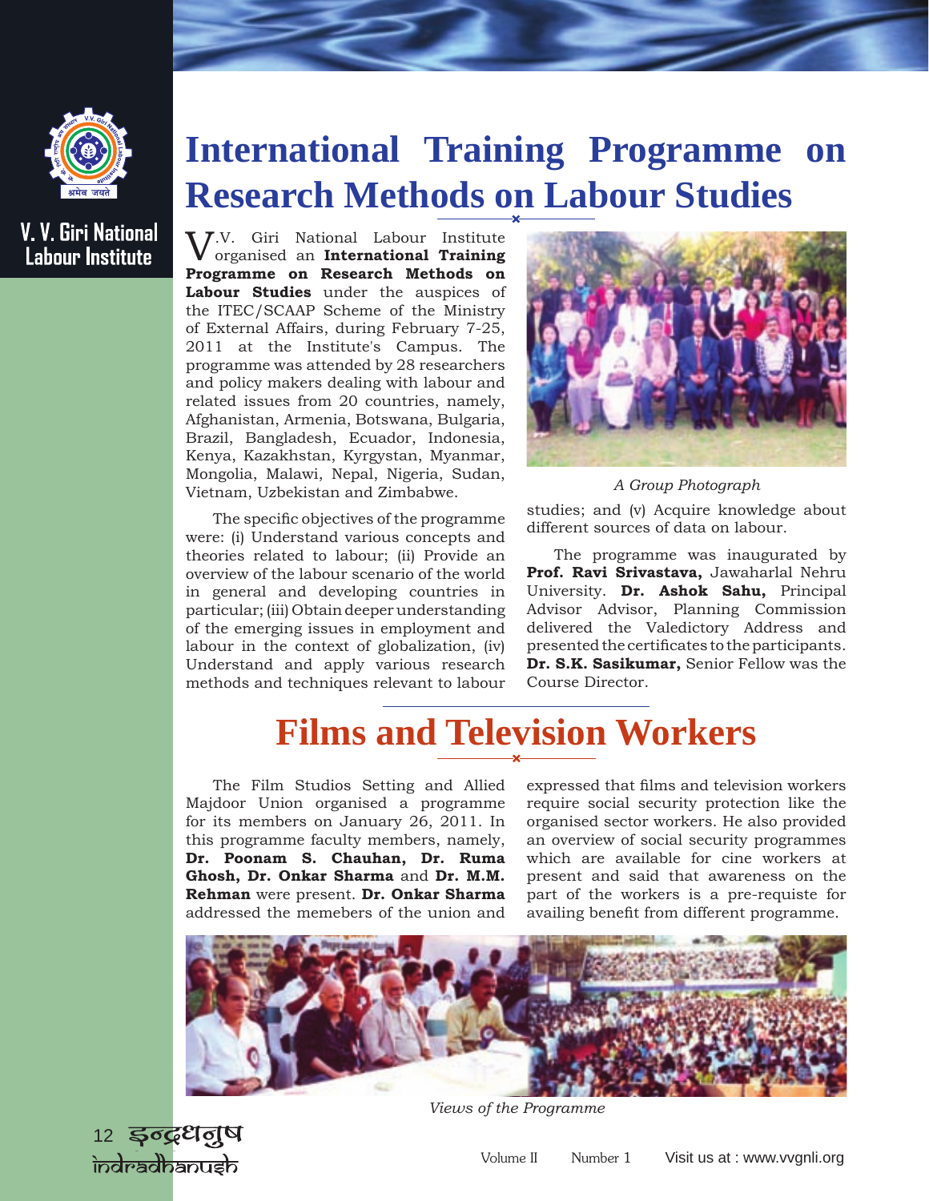# International Training Programme on Research Methods on Labour Studies

V.V. Giri National Labour Institute organised an **International Training Programme on Research Methods on Labour Studies** under the auspices of the ITEC/SCAAP Scheme of the Ministry of External Affairs, during February 7-25, 2011 at the Institute's Campus. The programme was attended by 28 researchers and policy makers dealing with labour and related issues from 20 countries, namely, Afghanistan, Armenia, Botswana, Bulgaria, Brazil, Bangladesh, Ecuador, Indonesia, Kenya, Kazakhstan, Kyrgystan, Myanmar, Mongolia, Malawi, Nepal, Nigeria, Sudan, Vietnam, Uzbekistan and Zimbabwe.

The specific objectives of the programme were: (i) Understand various concepts and theories related to labour; (ii) Provide an overview of the labour scenario of the world in general and developing countries in particular; (iii) Obtain deeper understanding of the emerging issues in employment and labour in the context of globalization, (iv) Understand and apply various research methods and techniques relevant to labour studies; and (v) Acquire knowledge about different sources of data on labour.

*A Group Photograph*

The programme was inaugurated by **Prof. Ravi Srivastava,** Jawaharlal Nehru University. **Dr. Ashok Sahu,** Principal Advisor Advisor, Planning Commission delivered the Valedictory Address and presented the certificates to the participants. **Dr. S.K. Sasikumar,** Senior Fellow was the Course Director.

# Films and Television Workers

The Film Studios Setting and Allied Majdoor Union organised a programme for its members on January 26, 2011. In this programme faculty members, namely, **Dr. Poonam S. Chauhan, Dr. Ruma Ghosh, Dr. Onkar Sharma** and **Dr. M.M. Rehman** were present. **Dr. Onkar Sharma** addressed the memebers of the union and expressed that films and television workers require social security protection like the organised sector workers. He also provided an overview of social security programmes which are available for cine workers at present and said that awareness on the part of the workers is a pre-requiste for availing benefit from different programme.

*Views of the Programme*